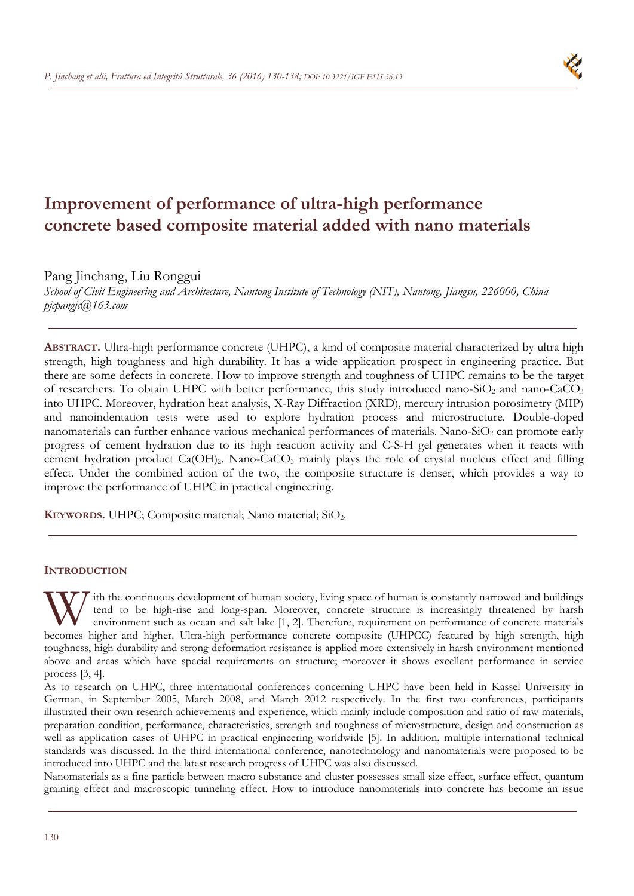# Improvement of performance of ultra-high performance concrete based composite material added with nano materials

Pang Jinchang, Liu Ronggui

*School of Civil Engineering and Architecture, Nantong Institute of Technology (NIT), Nantong, Jiangsu, 226000, China*
*pjcpangjc@163.com*

**ABSTRACT.** Ultra-high performance concrete (UHPC), a kind of composite material characterized by ultra high strength, high toughness and high durability. It has a wide application prospect in engineering practice. But there are some defects in concrete. How to improve strength and toughness of UHPC remains to be the target of researchers. To obtain UHPC with better performance, this study introduced nano-$SiO_2$ and nano-$CaCO_3$ into UHPC. Moreover, hydration heat analysis, X-Ray Diffraction (XRD), mercury intrusion porosimetry (MIP) and nanoindentation tests were used to explore hydration process and microstructure. Double-doped nanomaterials can further enhance various mechanical performances of materials. Nano-$SiO_2$ can promote early progress of cement hydration due to its high reaction activity and C-S-H gel generates when it reacts with cement hydration product $Ca(OH)_2$. Nano-$CaCO_3$ mainly plays the role of crystal nucleus effect and filling effect. Under the combined action of the two, the composite structure is denser, which provides a way to improve the performance of UHPC in practical engineering.

**KEYWORDS.** UHPC; Composite material; Nano material; $SiO_2$.

## INTRODUCTION

With the continuous development of human society, living space of human is constantly narrowed and buildings tend to be high-rise and long-span. Moreover, concrete structure is increasingly threatened by harsh environment such as ocean and salt lake [1, 2]. Therefore, requirement on performance of concrete materials becomes higher and higher. Ultra-high performance concrete composite (UHPCC) featured by high strength, high toughness, high durability and strong deformation resistance is applied more extensively in harsh environment mentioned above and areas which have special requirements on structure; moreover it shows excellent performance in service process [3, 4].

As to research on UHPC, three international conferences concerning UHPC have been held in Kassel University in German, in September 2005, March 2008, and March 2012 respectively. In the first two conferences, participants illustrated their own research achievements and experience, which mainly include composition and ratio of raw materials, preparation condition, performance, characteristics, strength and toughness of microstructure, design and construction as well as application cases of UHPC in practical engineering worldwide [5]. In addition, multiple international technical standards was discussed. In the third international conference, nanotechnology and nanomaterials were proposed to be introduced into UHPC and the latest research progress of UHPC was also discussed.

Nanomaterials as a fine particle between macro substance and cluster possesses small size effect, surface effect, quantum graining effect and macroscopic tunneling effect. How to introduce nanomaterials into concrete has become an issue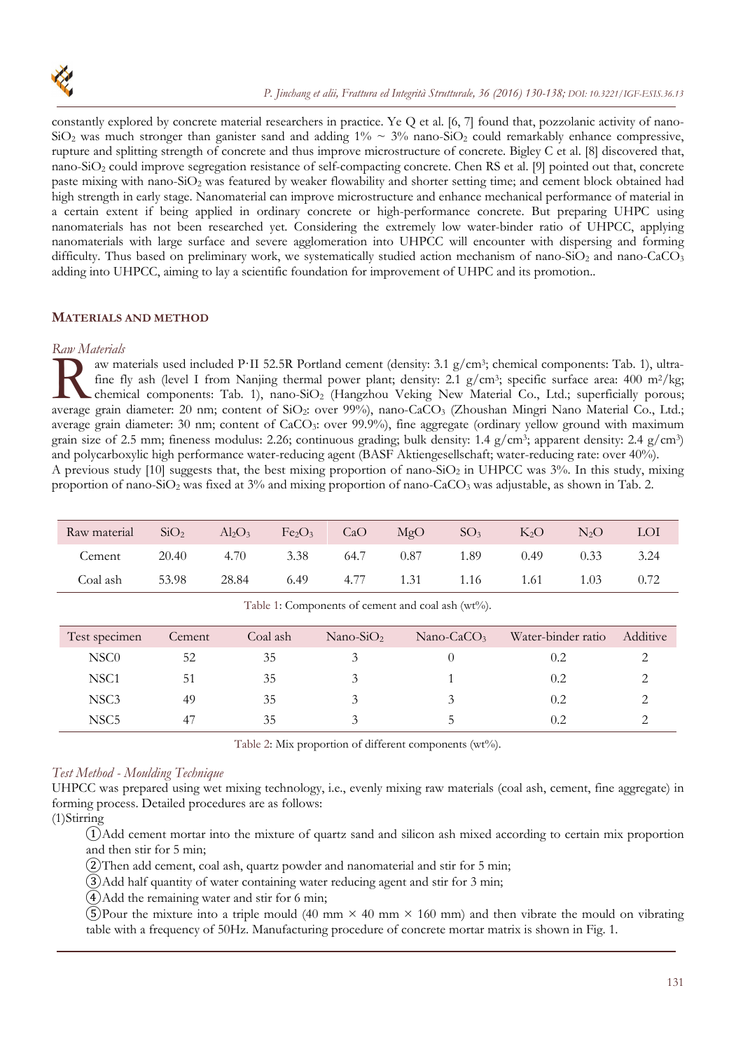constantly explored by concrete material researchers in practice. Ye Q et al. [6, 7] found that, pozzolanic activity of nano-$SiO_2$ was much stronger than ganister sand and adding 1% ~ 3% nano-$SiO_2$ could remarkably enhance compressive, rupture and splitting strength of concrete and thus improve microstructure of concrete. Bigley C et al. [8] discovered that, nano-$SiO_2$ could improve segregation resistance of self-compacting concrete. Chen RS et al. [9] pointed out that, concrete paste mixing with nano-$SiO_2$ was featured by weaker flowability and shorter setting time; and cement block obtained had high strength in early stage. Nanomaterial can improve microstructure and enhance mechanical performance of material in a certain extent if being applied in ordinary concrete or high-performance concrete. But preparing UHPC using nanomaterials has not been researched yet. Considering the extremely low water-binder ratio of UHPCC, applying nanomaterials with large surface and severe agglomeration into UHPCC will encounter with dispersing and forming difficulty. Thus based on preliminary work, we systematically studied action mechanism of nano-$SiO_2$ and nano-$CaCO_3$ adding into UHPCC, aiming to lay a scientific foundation for improvement of UHPC and its promotion..

## MATERIALS AND METHOD

### *Raw Materials*

Raw materials used included P·II 52.5R Portland cement (density: 3.1 g/cm$^3$; chemical components: Tab. 1), ultra-fine fly ash (level I from Nanjing thermal power plant; density: 2.1 g/cm$^3$; specific surface area: 400 m$^2$/kg; chemical components: Tab. 1), nano-$SiO_2$ (Hangzhou Veking New Material Co., Ltd.; superficially porous; average grain diameter: 20 nm; content of $SiO_2$: over 99%), nano-$CaCO_3$ (Zhoushan Mingri Nano Material Co., Ltd.; average grain diameter: 30 nm; content of $CaCO_3$: over 99.9%), fine aggregate (ordinary yellow ground with maximum grain size of 2.5 mm; fineness modulus: 2.26; continuous grading; bulk density: 1.4 g/cm$^3$; apparent density: 2.4 g/cm$^3$) and polycarboxylic high performance water-reducing agent (BASF Aktiengesellschaft; water-reducing rate: over 40%).

A previous study [10] suggests that, the best mixing proportion of nano-$SiO_2$ in UHPCC was 3%. In this study, mixing proportion of nano-$SiO_2$ was fixed at 3% and mixing proportion of nano-$CaCO_3$ was adjustable, as shown in Tab. 2.

| Raw material | $SiO_2$ | $Al_2O_3$ | $Fe_2O_3$ | CaO | MgO | $SO_3$ | $K_2O$ | $N_2O$ | LOI |
|---|---|---|---|---|---|---|---|---|---|
| Cement | 20.40 | 4.70 | 3.38 | 64.7 | 0.87 | 1.89 | 0.49 | 0.33 | 3.24 |
| Coal ash | 53.98 | 28.84 | 6.49 | 4.77 | 1.31 | 1.16 | 1.61 | 1.03 | 0.72 |

Table 1: Components of cement and coal ash (wt%).

| Test specimen | Cement | Coal ash | Nano-$SiO_2$ | Nano-$CaCO_3$ | Water-binder ratio | Additive |
|---|---|---|---|---|---|---|
| NSC0 | 52 | 35 | 3 | 0 | 0.2 | 2 |
| NSC1 | 51 | 35 | 3 | 1 | 0.2 | 2 |
| NSC3 | 49 | 35 | 3 | 3 | 0.2 | 2 |
| NSC5 | 47 | 35 | 3 | 5 | 0.2 | 2 |

Table 2: Mix proportion of different components (wt%).

### *Test Method - Moulding Technique*

UHPCC was prepared using wet mixing technology, i.e., evenly mixing raw materials (coal ash, cement, fine aggregate) in forming process. Detailed procedures are as follows:

(1)Stirring

①Add cement mortar into the mixture of quartz sand and silicon ash mixed according to certain mix proportion and then stir for 5 min;

②Then add cement, coal ash, quartz powder and nanomaterial and stir for 5 min;

③Add half quantity of water containing water reducing agent and stir for 3 min;

④Add the remaining water and stir for 6 min;

⑤Pour the mixture into a triple mould (40 mm × 40 mm × 160 mm) and then vibrate the mould on vibrating table with a frequency of 50Hz. Manufacturing procedure of concrete mortar matrix is shown in Fig. 1.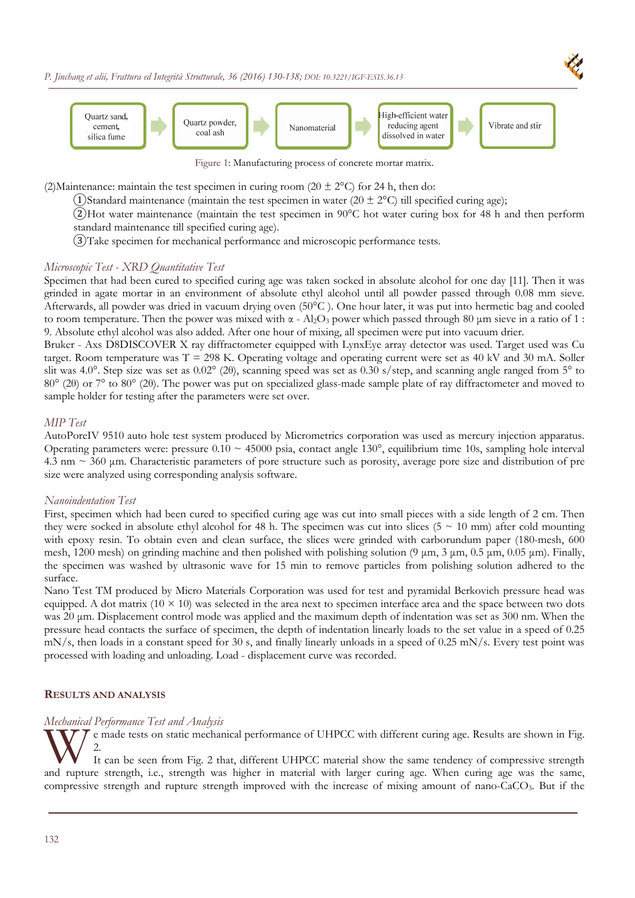Quartz sand, cement, silica fume → Quartz powder, coal ash → Nanomaterial → High-efficient water reducing agent dissolved in water → Vibrate and stir

Figure 1: Manufacturing process of concrete mortar matrix.

(2)Maintenance: maintain the test specimen in curing room (20 ± 2°C) for 24 h, then do:

① Standard maintenance (maintain the test specimen in water (20 ± 2°C) till specified curing age);

② Hot water maintenance (maintain the test specimen in 90°C hot water curing box for 48 h and then perform standard maintenance till specified curing age).

③ Take specimen for mechanical performance and microscopic performance tests.

### *Microscopic Test - XRD Quantitative Test*

Specimen that had been cured to specified curing age was taken socked in absolute alcohol for one day [11]. Then it was grinded in agate mortar in an environment of absolute ethyl alcohol until all powder passed through 0.08 mm sieve. Afterwards, all powder was dried in vacuum drying oven (50°C ). One hour later, it was put into hermetic bag and cooled to room temperature. Then the power was mixed with α - $Al_2O_3$ power which passed through 80 μm sieve in a ratio of 1 : 9. Absolute ethyl alcohol was also added. After one hour of mixing, all specimen were put into vacuum drier.

Bruker - Axs D8DISCOVER X ray diffractometer equipped with LynxEye array detector was used. Target used was Cu target. Room temperature was T = 298 K. Operating voltage and operating current were set as 40 kV and 30 mA. Soller slit was 4.0°. Step size was set as 0.02° (2θ), scanning speed was set as 0.30 s/step, and scanning angle ranged from 5° to 80° (2θ) or 7° to 80° (2θ). The power was put on specialized glass-made sample plate of ray diffractometer and moved to sample holder for testing after the parameters were set over.

### *MIP Test*

AutoPoreIV 9510 auto hole test system produced by Micrometrics corporation was used as mercury injection apparatus. Operating parameters were: pressure 0.10 ~ 45000 psia, contact angle 130°, equilibrium time 10s, sampling hole interval 4.3 nm ~ 360 μm. Characteristic parameters of pore structure such as porosity, average pore size and distribution of pre size were analyzed using corresponding analysis software.

### *Nanoindentation Test*

First, specimen which had been cured to specified curing age was cut into small pieces with a side length of 2 cm. Then they were socked in absolute ethyl alcohol for 48 h. The specimen was cut into slices (5 ~ 10 mm) after cold mounting with epoxy resin. To obtain even and clean surface, the slices were grinded with carborundum paper (180-mesh, 600 mesh, 1200 mesh) on grinding machine and then polished with polishing solution (9 μm, 3 μm, 0.5 μm, 0.05 μm). Finally, the specimen was washed by ultrasonic wave for 15 min to remove particles from polishing solution adhered to the surface.

Nano Test TM produced by Micro Materials Corporation was used for test and pyramidal Berkovich pressure head was equipped. A dot matrix (10 × 10) was selected in the area next to specimen interface area and the space between two dots was 20 μm. Displacement control mode was applied and the maximum depth of indentation was set as 300 nm. When the pressure head contacts the surface of specimen, the depth of indentation linearly loads to the set value in a speed of 0.25 mN/s, then loads in a constant speed for 30 s, and finally linearly unloads in a speed of 0.25 mN/s. Every test point was processed with loading and unloading. Load - displacement curve was recorded.

## RESULTS AND ANALYSIS

### *Mechanical Performance Test and Analysis*

We made tests on static mechanical performance of UHPCC with different curing age. Results are shown in Fig. 2.

It can be seen from Fig. 2 that, different UHPCC material show the same tendency of compressive strength and rupture strength, i.e., strength was higher in material with larger curing age. When curing age was the same, compressive strength and rupture strength improved with the increase of mixing amount of nano-$CaCO_3$. But if the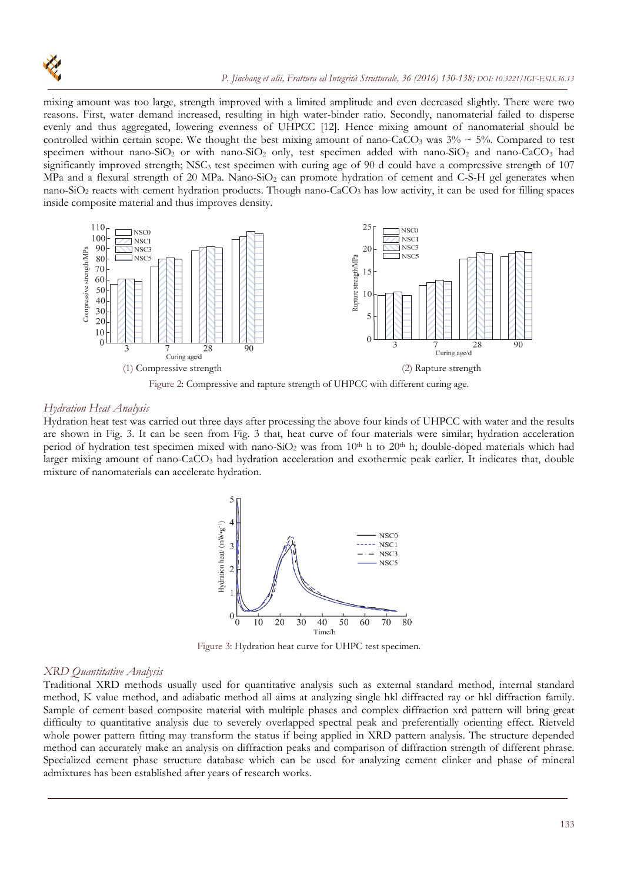mixing amount was too large, strength improved with a limited amplitude and even decreased slightly. There were two reasons. First, water demand increased, resulting in high water-binder ratio. Secondly, nanomaterial failed to disperse evenly and thus aggregated, lowering evenness of UHPCC [12]. Hence mixing amount of nanomaterial should be controlled within certain scope. We thought the best mixing amount of nano-$CaCO_3$ was 3% ~ 5%. Compared to test specimen without nano-$SiO_2$ or with nano-$SiO_2$ only, test specimen added with nano-$SiO_2$ and nano-$CaCO_3$ had significantly improved strength; $NSC_3$ test specimen with curing age of 90 d could have a compressive strength of 107 MPa and a flexural strength of 20 MPa. Nano-$SiO_2$ can promote hydration of cement and C-S-H gel generates when nano-$SiO_2$ reacts with cement hydration products. Though nano-$CaCO_3$ has low activity, it can be used for filling spaces inside composite material and thus improves density.

(1) Compressive strength

(2) Rapture strength

Figure 2: Compressive and rapture strength of UHPCC with different curing age.

### *Hydration Heat Analysis*

Hydration heat test was carried out three days after processing the above four kinds of UHPCC with water and the results are shown in Fig. 3. It can be seen from Fig. 3 that, heat curve of four materials were similar; hydration acceleration period of hydration test specimen mixed with nano-$SiO_2$ was from 10[th] h to 20[th] h; double-doped materials which had larger mixing amount of nano-$CaCO_3$ had hydration acceleration and exothermic peak earlier. It indicates that, double mixture of nanomaterials can accelerate hydration.

Figure 3: Hydration heat curve for UHPC test specimen.

### *XRD Quantitative Analysis*

Traditional XRD methods usually used for quantitative analysis such as external standard method, internal standard method, K value method, and adiabatic method all aims at analyzing single hkl diffracted ray or hkl diffraction family. Sample of cement based composite material with multiple phases and complex diffraction xrd pattern will bring great difficulty to quantitative analysis due to severely overlapped spectral peak and preferentially orienting effect. Rietveld whole power pattern fitting may transform the status if being applied in XRD pattern analysis. The structure depended method can accurately make an analysis on diffraction peaks and comparison of diffraction strength of different phrase. Specialized cement phase structure database which can be used for analyzing cement clinker and phase of mineral admixtures has been established after years of research works.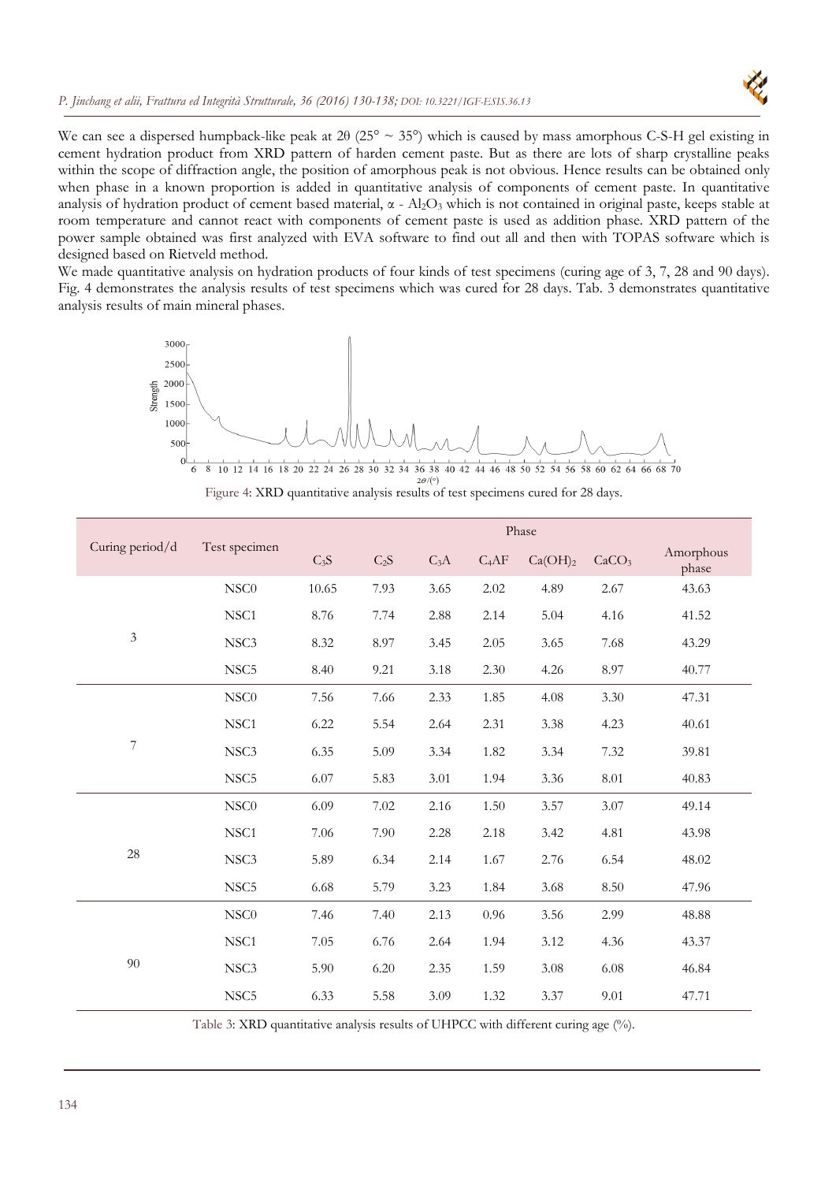We can see a dispersed humpback-like peak at 2θ (25° ~ 35°) which is caused by mass amorphous C-S-H gel existing in cement hydration product from XRD pattern of harden cement paste. But as there are lots of sharp crystalline peaks within the scope of diffraction angle, the position of amorphous peak is not obvious. Hence results can be obtained only when phase in a known proportion is added in quantitative analysis of components of cement paste. In quantitative analysis of hydration product of cement based material, α - $Al_2O_3$ which is not contained in original paste, keeps stable at room temperature and cannot react with components of cement paste is used as addition phase. XRD pattern of the power sample obtained was first analyzed with EVA software to find out all and then with TOPAS software which is designed based on Rietveld method.

We made quantitative analysis on hydration products of four kinds of test specimens (curing age of 3, 7, 28 and 90 days). Fig. 4 demonstrates the analysis results of test specimens which was cured for 28 days. Tab. 3 demonstrates quantitative analysis results of main mineral phases.

Figure 4: XRD quantitative analysis results of test specimens cured for 28 days.

| Curing period/d | Test specimen | Phase | | | | | | |
|---|---|---|---|---|---|---|---|---|
| | | $C_3S$ | $C_2S$ | $C_3A$ | $C_4AF$ | $Ca(OH)_2$ | $CaCO_3$ | Amorphous phase |
| 3 | NSC0 | 10.65 | 7.93 | 3.65 | 2.02 | 4.89 | 2.67 | 43.63 |
| | NSC1 | 8.76 | 7.74 | 2.88 | 2.14 | 5.04 | 4.16 | 41.52 |
| | NSC3 | 8.32 | 8.97 | 3.45 | 2.05 | 3.65 | 7.68 | 43.29 |
| | NSC5 | 8.40 | 9.21 | 3.18 | 2.30 | 4.26 | 8.97 | 40.77 |
| 7 | NSC0 | 7.56 | 7.66 | 2.33 | 1.85 | 4.08 | 3.30 | 47.31 |
| | NSC1 | 6.22 | 5.54 | 2.64 | 2.31 | 3.38 | 4.23 | 40.61 |
| | NSC3 | 6.35 | 5.09 | 3.34 | 1.82 | 3.34 | 7.32 | 39.81 |
| | NSC5 | 6.07 | 5.83 | 3.01 | 1.94 | 3.36 | 8.01 | 40.83 |
| 28 | NSC0 | 6.09 | 7.02 | 2.16 | 1.50 | 3.57 | 3.07 | 49.14 |
| | NSC1 | 7.06 | 7.90 | 2.28 | 2.18 | 3.42 | 4.81 | 43.98 |
| | NSC3 | 5.89 | 6.34 | 2.14 | 1.67 | 2.76 | 6.54 | 48.02 |
| | NSC5 | 6.68 | 5.79 | 3.23 | 1.84 | 3.68 | 8.50 | 47.96 |
| 90 | NSC0 | 7.46 | 7.40 | 2.13 | 0.96 | 3.56 | 2.99 | 48.88 |
| | NSC1 | 7.05 | 6.76 | 2.64 | 1.94 | 3.12 | 4.36 | 43.37 |
| | NSC3 | 5.90 | 6.20 | 2.35 | 1.59 | 3.08 | 6.08 | 46.84 |
| | NSC5 | 6.33 | 5.58 | 3.09 | 1.32 | 3.37 | 9.01 | 47.71 |

Table 3: XRD quantitative analysis results of UHPCC with different curing age (%).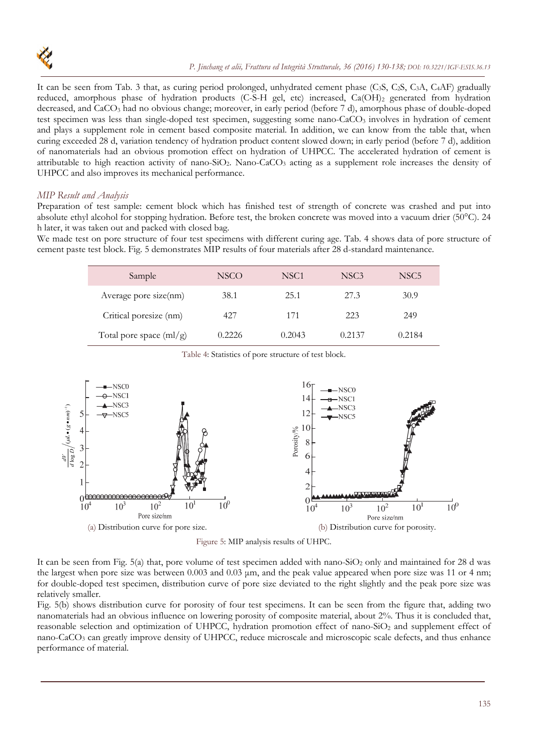It can be seen from Tab. 3 that, as curing period prolonged, unhydrated cement phase ($C_3S$, $C_2S$, $C_3A$, $C_4AF$) gradually reduced, amorphous phase of hydration products (C-S-H gel, etc) increased, $Ca(OH)_2$ generated from hydration decreased, and $CaCO_3$ had no obvious change; moreover, in early period (before 7 d), amorphous phase of double-doped test specimen was less than single-doped test specimen, suggesting some nano-$CaCO_3$ involves in hydration of cement and plays a supplement role in cement based composite material. In addition, we can know from the table that, when curing exceeded 28 d, variation tendency of hydration product content slowed down; in early period (before 7 d), addition of nanomaterials had an obvious promotion effect on hydration of UHPCC. The accelerated hydration of cement is attributable to high reaction activity of nano-$SiO_2$. Nano-$CaCO_3$ acting as a supplement role increases the density of UHPCC and also improves its mechanical performance.

### *MIP Result and Analysis*

Preparation of test sample: cement block which has finished test of strength of concrete was crashed and put into absolute ethyl alcohol for stopping hydration. Before test, the broken concrete was moved into a vacuum drier (50°C). 24 h later, it was taken out and packed with closed bag.

We made test on pore structure of four test specimens with different curing age. Tab. 4 shows data of pore structure of cement paste test block. Fig. 5 demonstrates MIP results of four materials after 28 d-standard maintenance.

| Sample | NSCO | NSC1 | NSC3 | NSC5 |
|---|---|---|---|---|
| Average pore size(nm) | 38.1 | 25.1 | 27.3 | 30.9 |
| Critical poresize (nm) | 427 | 171 | 223 | 249 |
| Total pore space (ml/g) | 0.2226 | 0.2043 | 0.2137 | 0.2184 |

Table 4: Statistics of pore structure of test block.

(a) Distribution curve for pore size.

(b) Distribution curve for porosity.

Figure 5: MIP analysis results of UHPC.

It can be seen from Fig. 5(a) that, pore volume of test specimen added with nano-$SiO_2$ only and maintained for 28 d was the largest when pore size was between 0.003 and 0.03 μm, and the peak value appeared when pore size was 11 or 4 nm; for double-doped test specimen, distribution curve of pore size deviated to the right slightly and the peak pore size was relatively smaller.

Fig. 5(b) shows distribution curve for porosity of four test specimens. It can be seen from the figure that, adding two nanomaterials had an obvious influence on lowering porosity of composite material, about 2%. Thus it is concluded that, reasonable selection and optimization of UHPCC, hydration promotion effect of nano-$SiO_2$ and supplement effect of nano-$CaCO_3$ can greatly improve density of UHPCC, reduce microscale and microscopic scale defects, and thus enhance performance of material.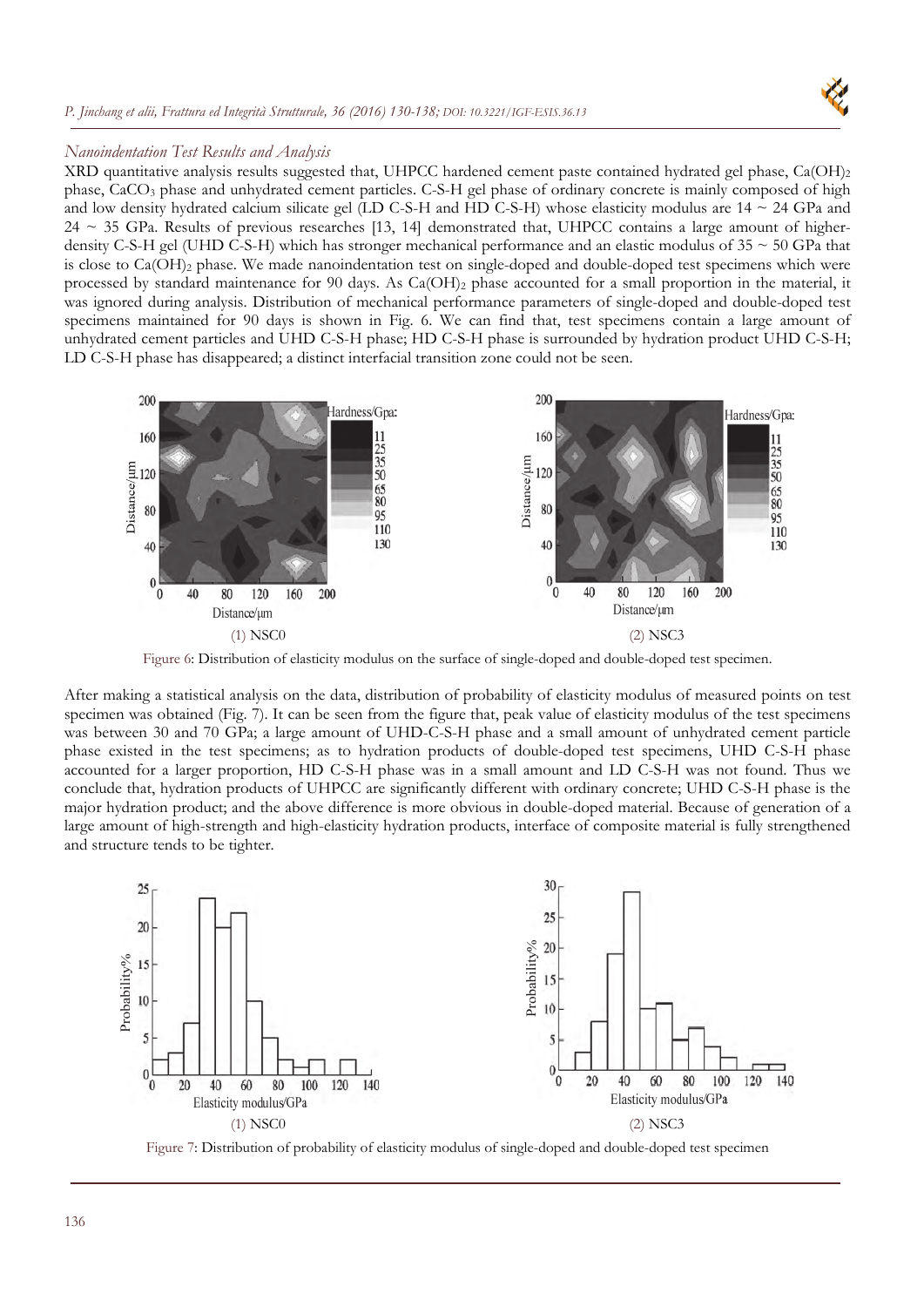*Nanoindentation Test Results and Analysis*

XRD quantitative analysis results suggested that, UHPCC hardened cement paste contained hydrated gel phase, $Ca(OH)_2$ phase, $CaCO_3$ phase and unhydrated cement particles. C-S-H gel phase of ordinary concrete is mainly composed of high and low density hydrated calcium silicate gel (LD C-S-H and HD C-S-H) whose elasticity modulus are 14 ~ 24 GPa and 24 ~ 35 GPa. Results of previous researches [13, 14] demonstrated that, UHPCC contains a large amount of higher-density C-S-H gel (UHD C-S-H) which has stronger mechanical performance and an elastic modulus of 35 ~ 50 GPa that is close to $Ca(OH)_2$ phase. We made nanoindentation test on single-doped and double-doped test specimens which were processed by standard maintenance for 90 days. As $Ca(OH)_2$ phase accounted for a small proportion in the material, it was ignored during analysis. Distribution of mechanical performance parameters of single-doped and double-doped test specimens maintained for 90 days is shown in Fig. 6. We can find that, test specimens contain a large amount of unhydrated cement particles and UHD C-S-H phase; HD C-S-H phase is surrounded by hydration product UHD C-S-H; LD C-S-H phase has disappeared; a distinct interfacial transition zone could not be seen.

(1) NSC0 (2) NSC3

Figure 6: Distribution of elasticity modulus on the surface of single-doped and double-doped test specimen.

After making a statistical analysis on the data, distribution of probability of elasticity modulus of measured points on test specimen was obtained (Fig. 7). It can be seen from the figure that, peak value of elasticity modulus of the test specimens was between 30 and 70 GPa; a large amount of UHD-C-S-H phase and a small amount of unhydrated cement particle phase existed in the test specimens; as to hydration products of double-doped test specimens, UHD C-S-H phase accounted for a larger proportion, HD C-S-H phase was in a small amount and LD C-S-H was not found. Thus we conclude that, hydration products of UHPCC are significantly different with ordinary concrete; UHD C-S-H phase is the major hydration product; and the above difference is more obvious in double-doped material. Because of generation of a large amount of high-strength and high-elasticity hydration products, interface of composite material is fully strengthened and structure tends to be tighter.

(1) NSC0 (2) NSC3

Figure 7: Distribution of probability of elasticity modulus of single-doped and double-doped test specimen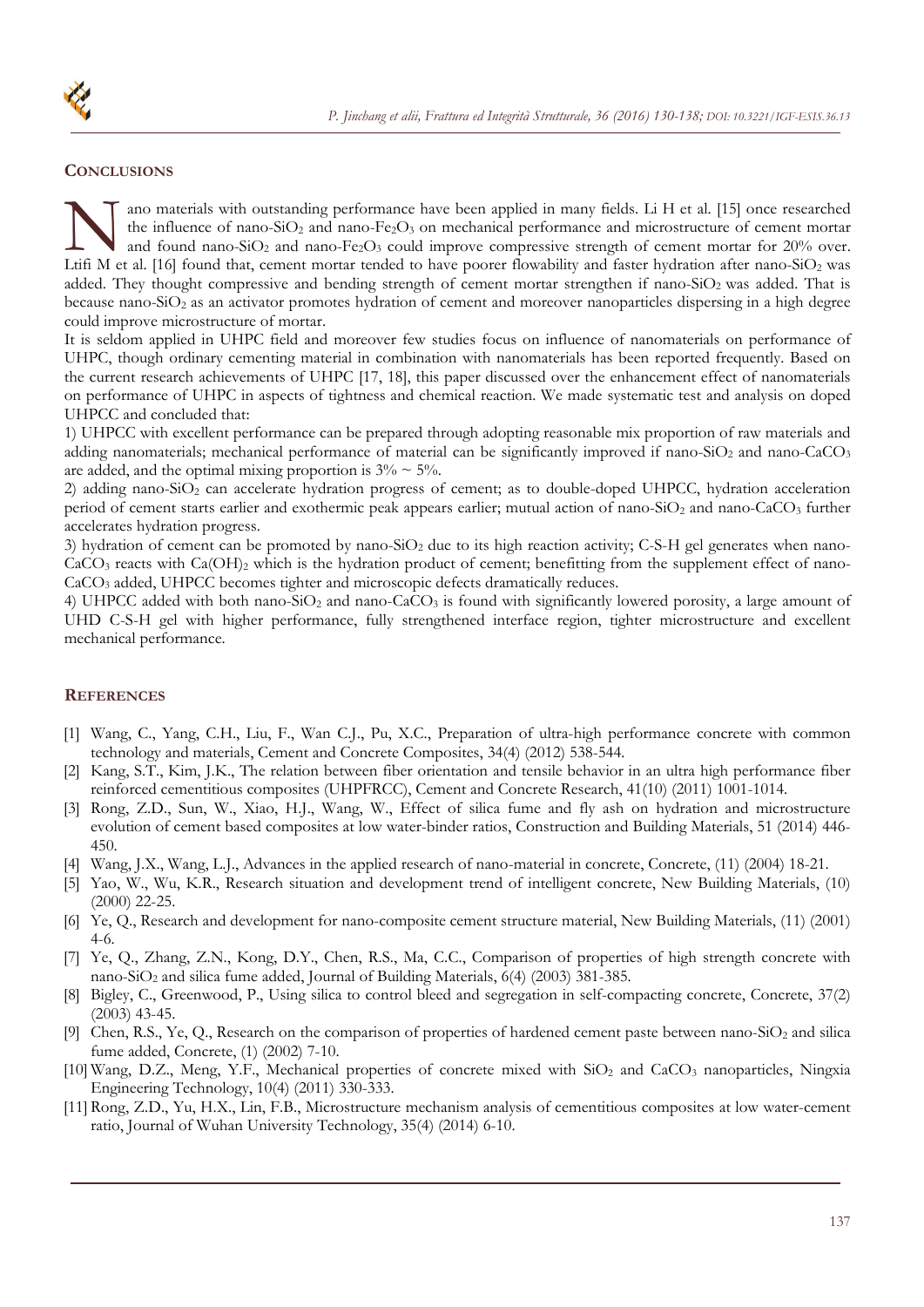## CONCLUSIONS

Nano materials with outstanding performance have been applied in many fields. Li H et al. [15] once researched the influence of nano-$SiO_2$ and nano-$Fe_2O_3$ on mechanical performance and microstructure of cement mortar and found nano-$SiO_2$ and nano-$Fe_2O_3$ could improve compressive strength of cement mortar for 20% over. Ltifi M et al. [16] found that, cement mortar tended to have poorer flowability and faster hydration after nano-$SiO_2$ was added. They thought compressive and bending strength of cement mortar strengthen if nano-$SiO_2$ was added. That is because nano-$SiO_2$ as an activator promotes hydration of cement and moreover nanoparticles dispersing in a high degree could improve microstructure of mortar.

It is seldom applied in UHPC field and moreover few studies focus on influence of nanomaterials on performance of UHPC, though ordinary cementing material in combination with nanomaterials has been reported frequently. Based on the current research achievements of UHPC [17, 18], this paper discussed over the enhancement effect of nanomaterials on performance of UHPC in aspects of tightness and chemical reaction. We made systematic test and analysis on doped UHPCC and concluded that:

1) UHPCC with excellent performance can be prepared through adopting reasonable mix proportion of raw materials and adding nanomaterials; mechanical performance of material can be significantly improved if nano-$SiO_2$ and nano-$CaCO_3$ are added, and the optimal mixing proportion is $3\% \sim 5\%$.

2) adding nano-$SiO_2$ can accelerate hydration progress of cement; as to double-doped UHPCC, hydration acceleration period of cement starts earlier and exothermic peak appears earlier; mutual action of nano-$SiO_2$ and nano-$CaCO_3$ further accelerates hydration progress.

3) hydration of cement can be promoted by nano-$SiO_2$ due to its high reaction activity; C-S-H gel generates when nano-$CaCO_3$ reacts with $Ca(OH)_2$ which is the hydration product of cement; benefitting from the supplement effect of nano-$CaCO_3$ added, UHPCC becomes tighter and microscopic defects dramatically reduces.

4) UHPCC added with both nano-$SiO_2$ and nano-$CaCO_3$ is found with significantly lowered porosity, a large amount of UHD C-S-H gel with higher performance, fully strengthened interface region, tighter microstructure and excellent mechanical performance.

## REFERENCES

[1] Wang, C., Yang, C.H., Liu, F., Wan C.J., Pu, X.C., Preparation of ultra-high performance concrete with common technology and materials, Cement and Concrete Composites, 34(4) (2012) 538-544.

[2] Kang, S.T., Kim, J.K., The relation between fiber orientation and tensile behavior in an ultra high performance fiber reinforced cementitious composites (UHPFRCC), Cement and Concrete Research, 41(10) (2011) 1001-1014.

[3] Rong, Z.D., Sun, W., Xiao, H.J., Wang, W., Effect of silica fume and fly ash on hydration and microstructure evolution of cement based composites at low water-binder ratios, Construction and Building Materials, 51 (2014) 446-450.

[4] Wang, J.X., Wang, L.J., Advances in the applied research of nano-material in concrete, Concrete, (11) (2004) 18-21.

[5] Yao, W., Wu, K.R., Research situation and development trend of intelligent concrete, New Building Materials, (10) (2000) 22-25.

[6] Ye, Q., Research and development for nano-composite cement structure material, New Building Materials, (11) (2001) 4-6.

[7] Ye, Q., Zhang, Z.N., Kong, D.Y., Chen, R.S., Ma, C.C., Comparison of properties of high strength concrete with nano-$SiO_2$ and silica fume added, Journal of Building Materials, 6(4) (2003) 381-385.

[8] Bigley, C., Greenwood, P., Using silica to control bleed and segregation in self-compacting concrete, Concrete, 37(2) (2003) 43-45.

[9] Chen, R.S., Ye, Q., Research on the comparison of properties of hardened cement paste between nano-$SiO_2$ and silica fume added, Concrete, (1) (2002) 7-10.

[10] Wang, D.Z., Meng, Y.F., Mechanical properties of concrete mixed with $SiO_2$ and $CaCO_3$ nanoparticles, Ningxia Engineering Technology, 10(4) (2011) 330-333.

[11] Rong, Z.D., Yu, H.X., Lin, F.B., Microstructure mechanism analysis of cementitious composites at low water-cement ratio, Journal of Wuhan University Technology, 35(4) (2014) 6-10.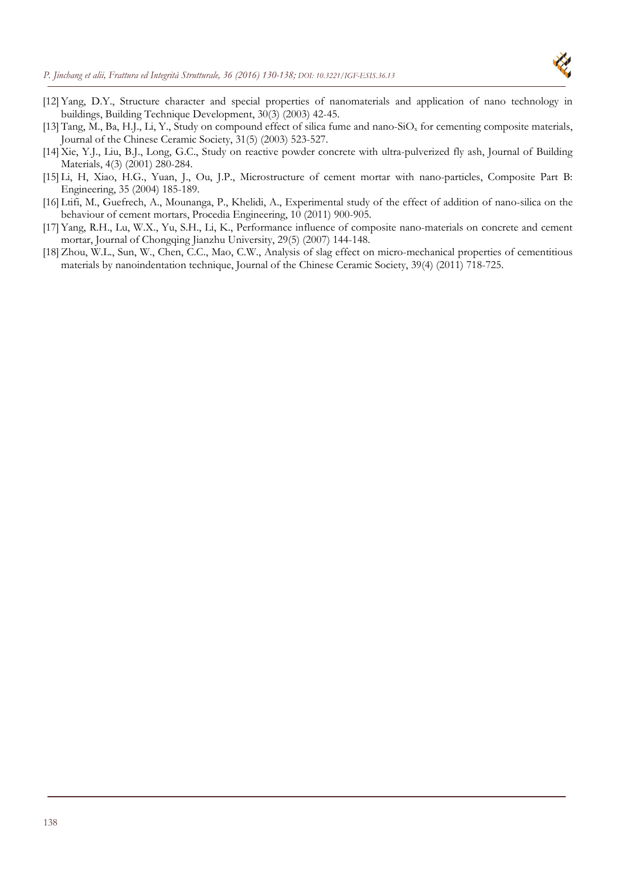[12] Yang, D.Y., Structure character and special properties of nanomaterials and application of nano technology in buildings, Building Technique Development, 30(3) (2003) 42-45.

[13] Tang, M., Ba, H.J., Li, Y., Study on compound effect of silica fume and nano-$SiO_x$ for cementing composite materials, Journal of the Chinese Ceramic Society, 31(5) (2003) 523-527.

[14] Xie, Y.J., Liu, B.J., Long, G.C., Study on reactive powder concrete with ultra-pulverized fly ash, Journal of Building Materials, 4(3) (2001) 280-284.

[15] Li, H, Xiao, H.G., Yuan, J., Ou, J.P., Microstructure of cement mortar with nano-particles, Composite Part B: Engineering, 35 (2004) 185-189.

[16] Ltifi, M., Guefrech, A., Mounanga, P., Khelidi, A., Experimental study of the effect of addition of nano-silica on the behaviour of cement mortars, Procedia Engineering, 10 (2011) 900-905.

[17] Yang, R.H., Lu, W.X., Yu, S.H., Li, K., Performance influence of composite nano-materials on concrete and cement mortar, Journal of Chongqing Jianzhu University, 29(5) (2007) 144-148.

[18] Zhou, W.L., Sun, W., Chen, C.C., Mao, C.W., Analysis of slag effect on micro-mechanical properties of cementitious materials by nanoindentation technique, Journal of the Chinese Ceramic Society, 39(4) (2011) 718-725.